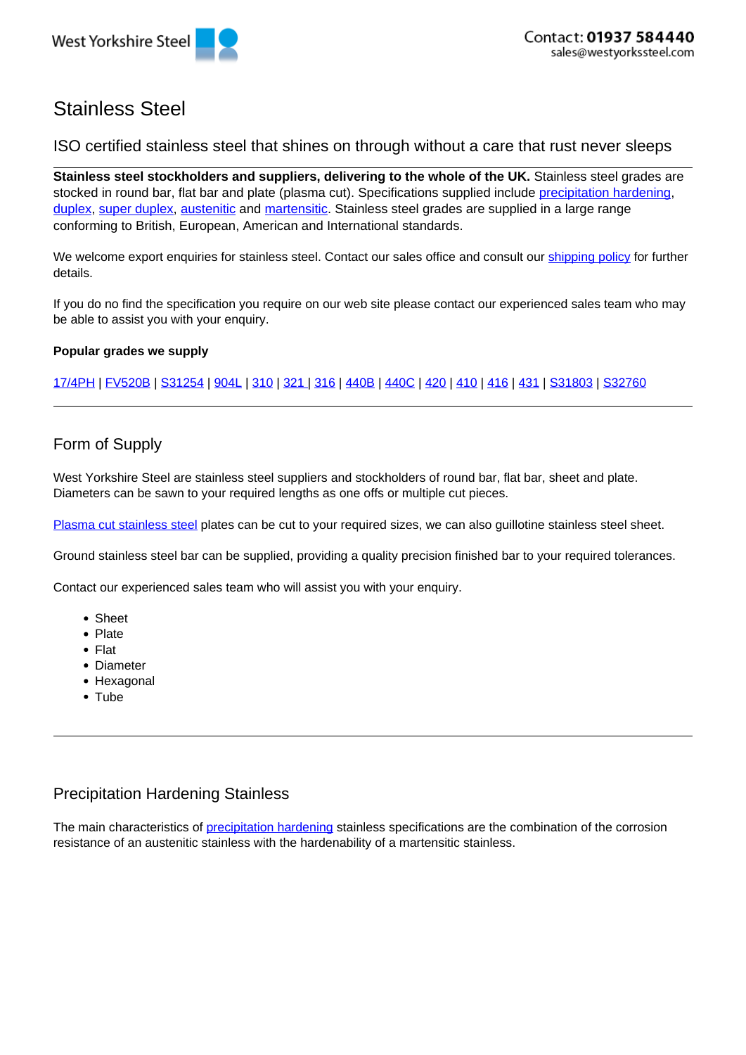West Yorkshire Steel

Contact: 01937 584440
sales@westyorkssteel.com

# Stainless Steel

## ISO certified stainless steel that shines on through without a care that rust never sleeps

**Stainless steel stockholders and suppliers, delivering to the whole of the UK.** Stainless steel grades are stocked in round bar, flat bar and plate (plasma cut). Specifications supplied include precipitation hardening, duplex, super duplex, austenitic and martensitic. Stainless steel grades are supplied in a large range conforming to British, European, American and International standards.

We welcome export enquiries for stainless steel. Contact our sales office and consult our shipping policy for further details.

If you do no find the specification you require on our web site please contact our experienced sales team who may be able to assist you with your enquiry.

**Popular grades we supply**

17/4PH | FV520B | S31254 | 904L | 310 | 321 | 316 | 440B | 440C | 420 | 410 | 416 | 431 | S31803 | S32760

---

## Form of Supply

West Yorkshire Steel are stainless steel suppliers and stockholders of round bar, flat bar, sheet and plate. Diameters can be sawn to your required lengths as one offs or multiple cut pieces.

Plasma cut stainless steel plates can be cut to your required sizes, we can also guillotine stainless steel sheet.

Ground stainless steel bar can be supplied, providing a quality precision finished bar to your required tolerances.

Contact our experienced sales team who will assist you with your enquiry.

- Sheet
- Plate
- Flat
- Diameter
- Hexagonal
- Tube

---

## Precipitation Hardening Stainless

The main characteristics of precipitation hardening stainless specifications are the combination of the corrosion resistance of an austenitic stainless with the hardenability of a martensitic stainless.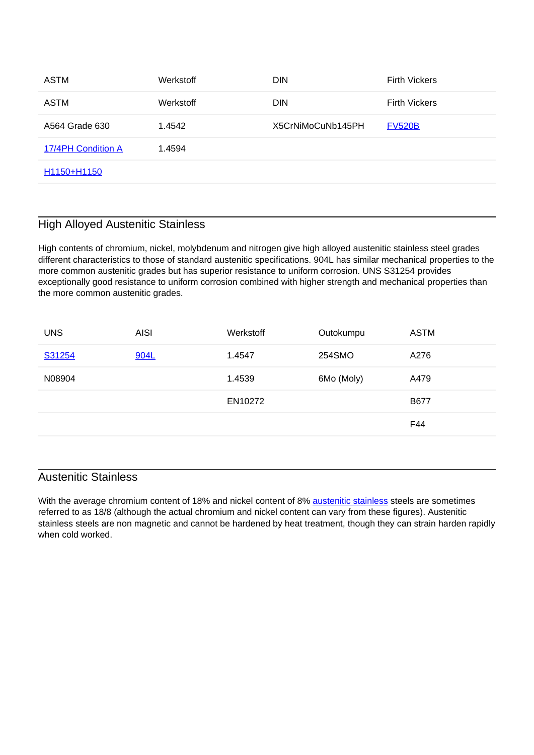| ASTM | Werkstoff | DIN | Firth Vickers |
| --- | --- | --- | --- |
| ASTM | Werkstoff | DIN | Firth Vickers |
| A564 Grade 630 | 1.4542 | X5CrNiMoCuNb145PH | FV520B |
| 17/4PH Condition A | 1.4594 | | |
| H1150+H1150 | | | |

## High Alloyed Austenitic Stainless

High contents of chromium, nickel, molybdenum and nitrogen give high alloyed austenitic stainless steel grades different characteristics to those of standard austenitic specifications. 904L has similar mechanical properties to the more common austenitic grades but has superior resistance to uniform corrosion. UNS S31254 provides exceptionally good resistance to uniform corrosion combined with higher strength and mechanical properties than the more common austenitic grades.

| UNS | AISI | Werkstoff | Outokumpu | ASTM |
| --- | --- | --- | --- | --- |
| S31254 | 904L | 1.4547 | 254SMO | A276 |
| N08904 | | 1.4539 | 6Mo (Moly) | A479 |
| | | EN10272 | | B677 |
| | | | | F44 |

## Austenitic Stainless

With the average chromium content of 18% and nickel content of 8% austenitic stainless steels are sometimes referred to as 18/8 (although the actual chromium and nickel content can vary from these figures). Austenitic stainless steels are non magnetic and cannot be hardened by heat treatment, though they can strain harden rapidly when cold worked.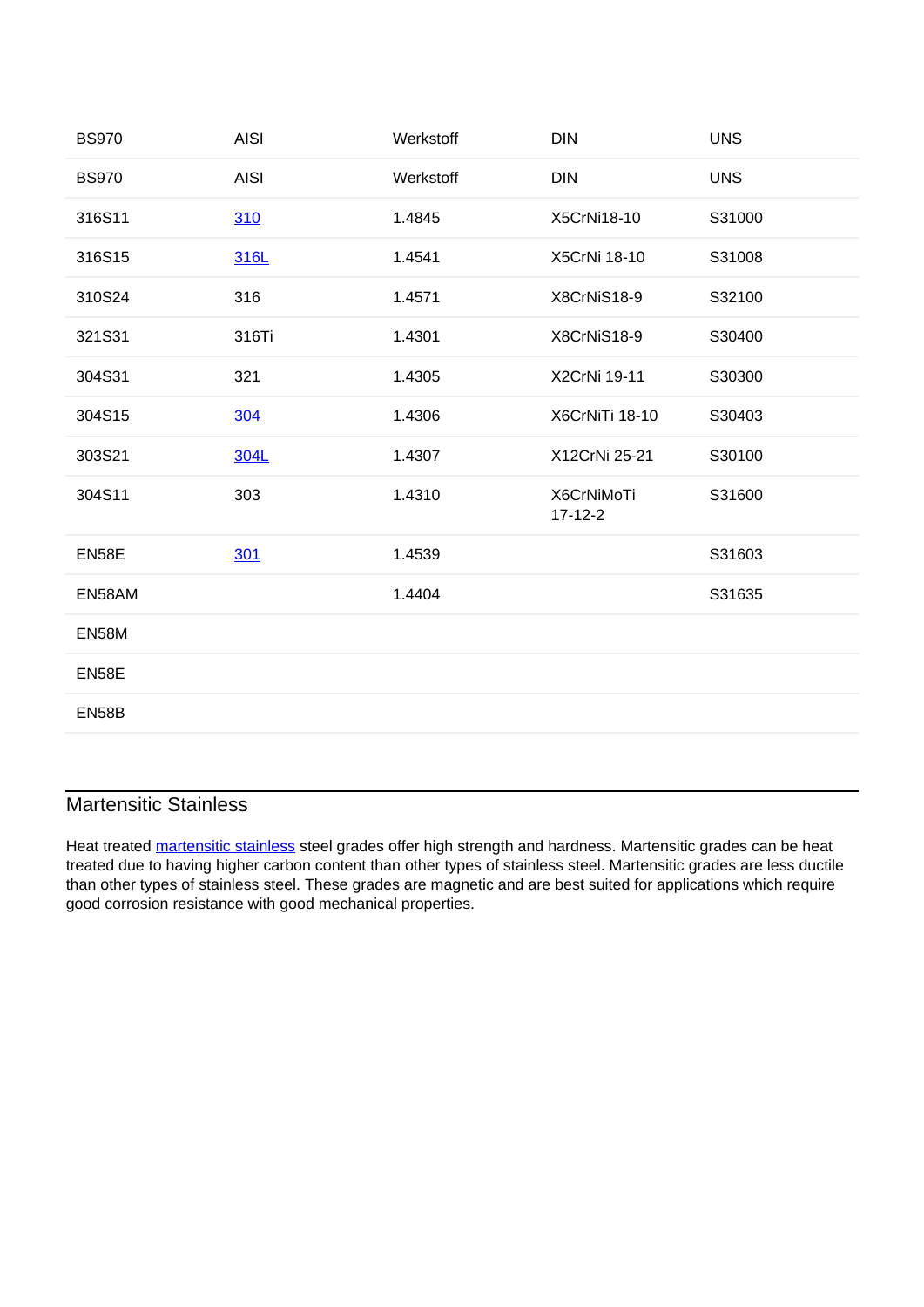| BS970 | AISI | Werkstoff | DIN | UNS |
|---|---|---|---|---|
| BS970 | AISI | Werkstoff | DIN | UNS |
| 316S11 | 310 | 1.4845 | X5CrNi18-10 | S31000 |
| 316S15 | 316L | 1.4541 | X5CrNi 18-10 | S31008 |
| 310S24 | 316 | 1.4571 | X8CrNiS18-9 | S32100 |
| 321S31 | 316Ti | 1.4301 | X8CrNiS18-9 | S30400 |
| 304S31 | 321 | 1.4305 | X2CrNi 19-11 | S30300 |
| 304S15 | 304 | 1.4306 | X6CrNiTi 18-10 | S30403 |
| 303S21 | 304L | 1.4307 | X12CrNi 25-21 | S30100 |
| 304S11 | 303 | 1.4310 | X6CrNiMoTi 17-12-2 | S31600 |
| EN58E | 301 | 1.4539 | | S31603 |
| EN58AM | | 1.4404 | | S31635 |
| EN58M | | | | |
| EN58E | | | | |
| EN58B | | | | |

## Martensitic Stainless

Heat treated martensitic stainless steel grades offer high strength and hardness. Martensitic grades can be heat treated due to having higher carbon content than other types of stainless steel. Martensitic grades are less ductile than other types of stainless steel. These grades are magnetic and are best suited for applications which require good corrosion resistance with good mechanical properties.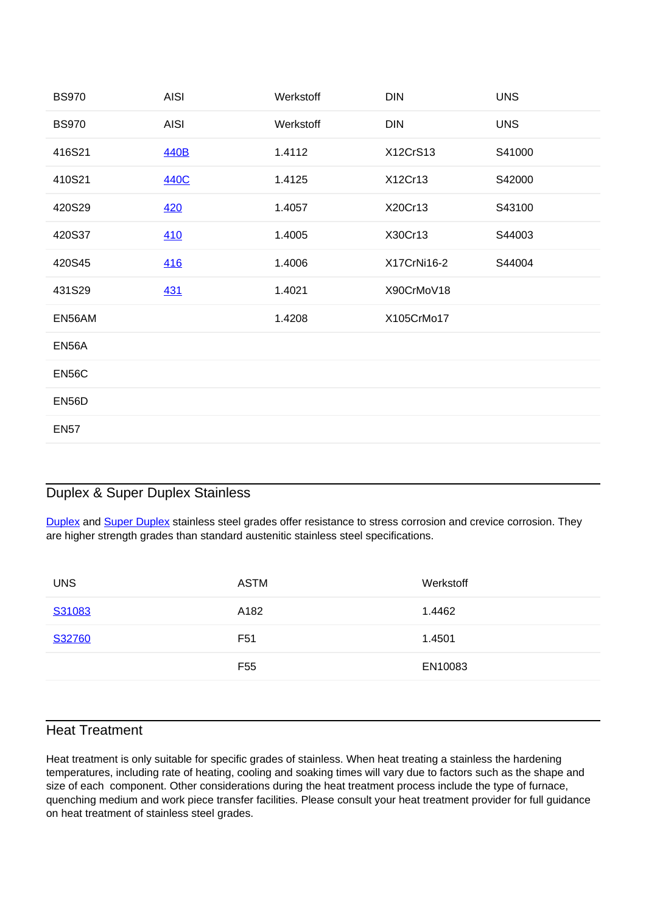| BS970 | AISI | Werkstoff | DIN | UNS |
|---|---|---|---|---|
| BS970 | AISI | Werkstoff | DIN | UNS |
| 416S21 | 440B | 1.4112 | X12CrS13 | S41000 |
| 410S21 | 440C | 1.4125 | X12Cr13 | S42000 |
| 420S29 | 420 | 1.4057 | X20Cr13 | S43100 |
| 420S37 | 410 | 1.4005 | X30Cr13 | S44003 |
| 420S45 | 416 | 1.4006 | X17CrNi16-2 | S44004 |
| 431S29 | 431 | 1.4021 | X90CrMoV18 | |
| EN56AM | | 1.4208 | X105CrMo17 | |
| EN56A | | | | |
| EN56C | | | | |
| EN56D | | | | |
| EN57 | | | | |

## Duplex & Super Duplex Stainless

Duplex and Super Duplex stainless steel grades offer resistance to stress corrosion and crevice corrosion. They are higher strength grades than standard austenitic stainless steel specifications.

| UNS | ASTM | Werkstoff |
|---|---|---|
| S31083 | A182 | 1.4462 |
| S32760 | F51 | 1.4501 |
| | F55 | EN10083 |

## Heat Treatment

Heat treatment is only suitable for specific grades of stainless. When heat treating a stainless the hardening temperatures, including rate of heating, cooling and soaking times will vary due to factors such as the shape and size of each component. Other considerations during the heat treatment process include the type of furnace, quenching medium and work piece transfer facilities. Please consult your heat treatment provider for full guidance on heat treatment of stainless steel grades.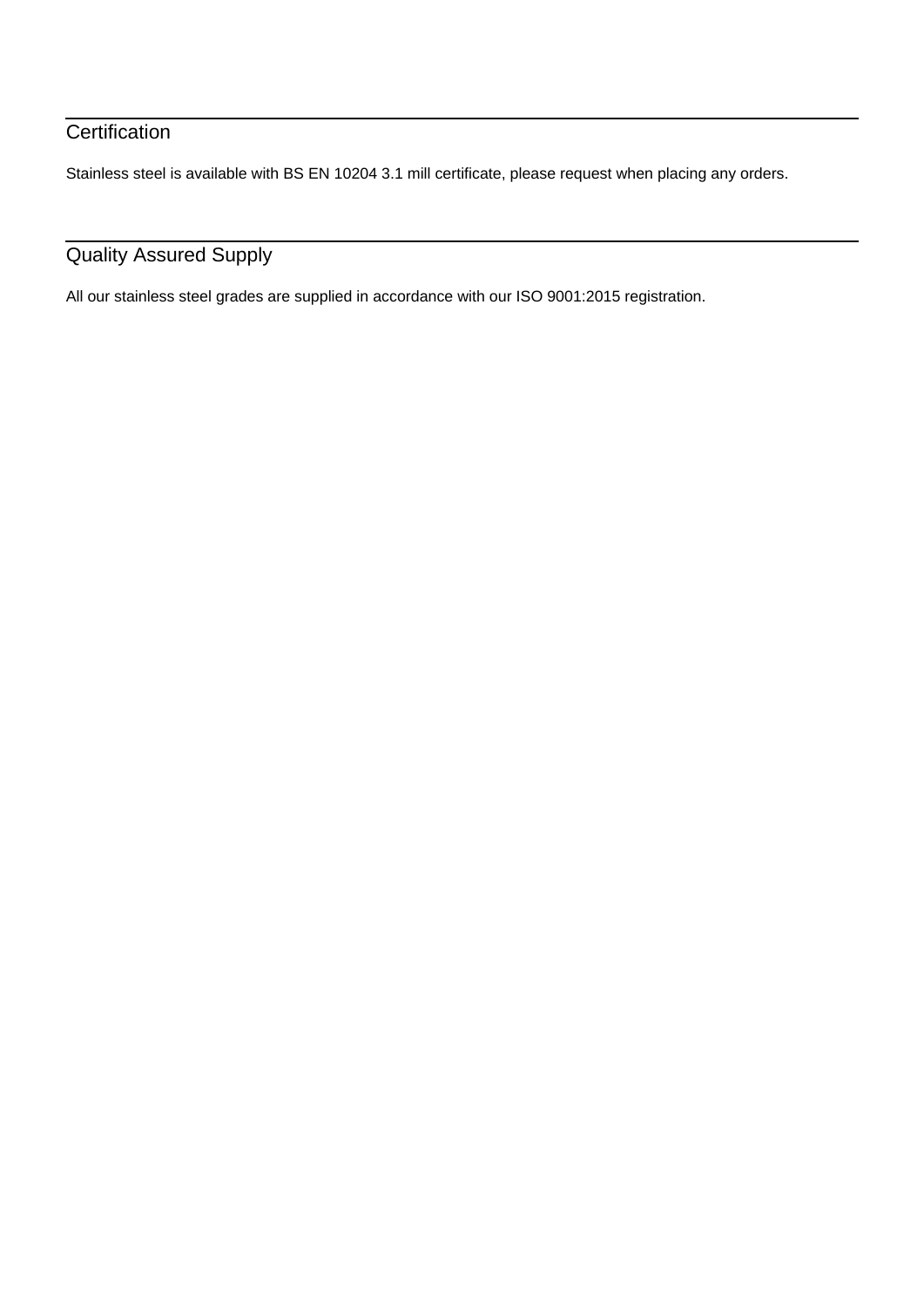## Certification

Stainless steel is available with BS EN 10204 3.1 mill certificate, please request when placing any orders.

## Quality Assured Supply

All our stainless steel grades are supplied in accordance with our ISO 9001:2015 registration.